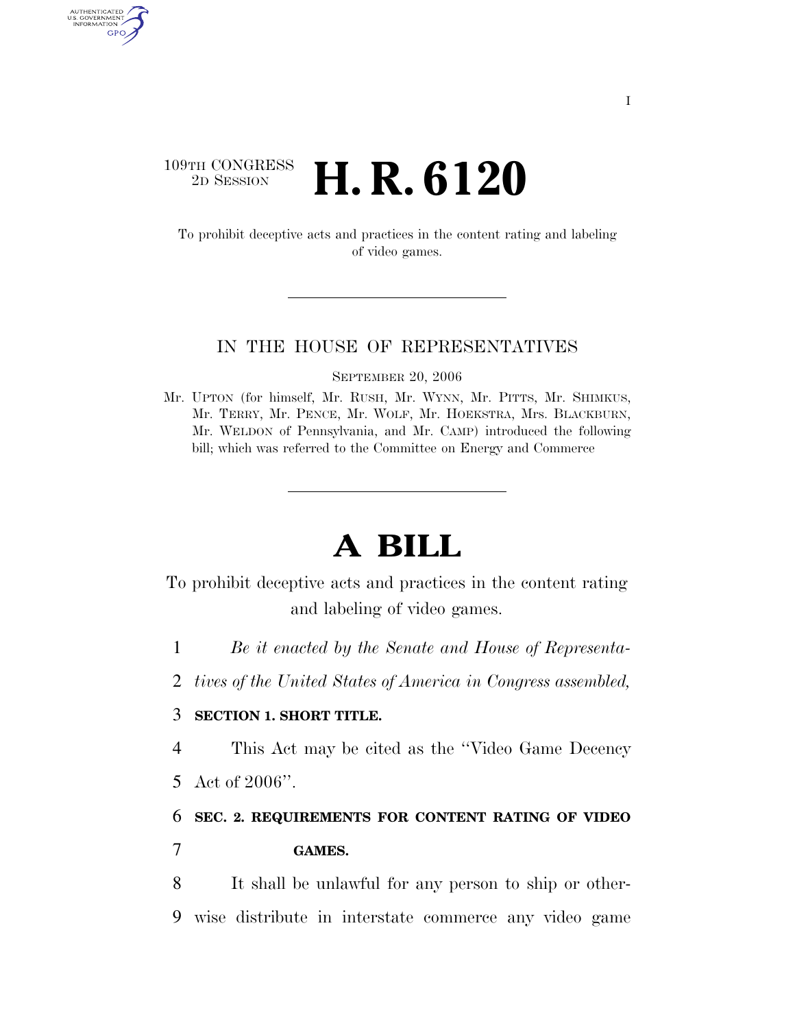109TH CONGRESS
2D SESSION

# H. R. 6120

To prohibit deceptive acts and practices in the content rating and labeling of video games.

IN THE HOUSE OF REPRESENTATIVES

SEPTEMBER 20, 2006

Mr. UPTON (for himself, Mr. RUSH, Mr. WYNN, Mr. PITTS, Mr. SHIMKUS, Mr. TERRY, Mr. PENCE, Mr. WOLF, Mr. HOEKSTRA, Mrs. BLACKBURN, Mr. WELDON of Pennsylvania, and Mr. CAMP) introduced the following bill; which was referred to the Committee on Energy and Commerce

# A BILL

To prohibit deceptive acts and practices in the content rating and labeling of video games.

1 *Be it enacted by the Senate and House of Representa-*
2 *tives of the United States of America in Congress assembled,*

3 **SECTION 1. SHORT TITLE.**

4 This Act may be cited as the "Video Game Decency
5 Act of 2006".

6 **SEC. 2. REQUIREMENTS FOR CONTENT RATING OF VIDEO**
7 **GAMES.**

8 It shall be unlawful for any person to ship or other-
9 wise distribute in interstate commerce any video game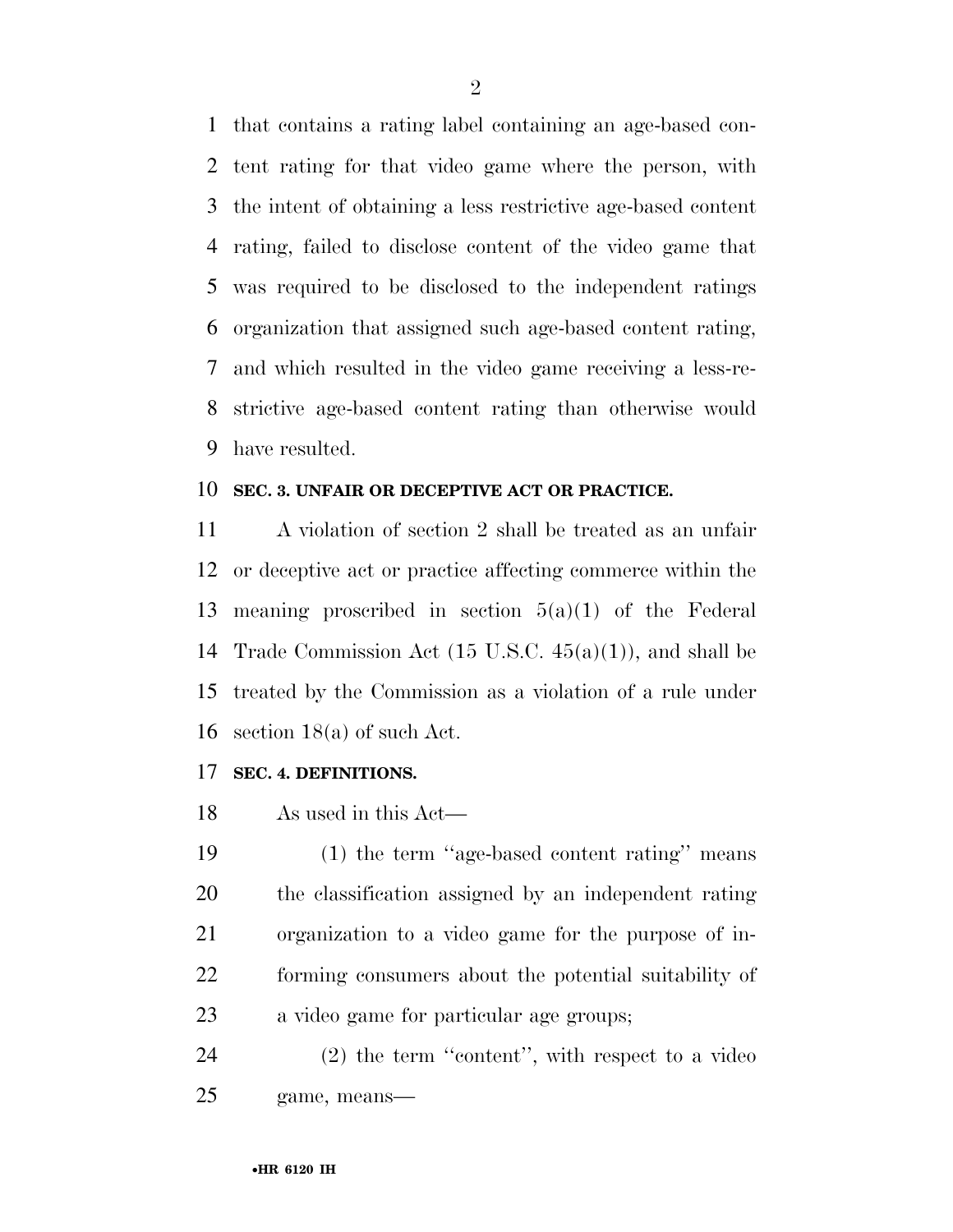that contains a rating label containing an age-based content rating for that video game where the person, with the intent of obtaining a less restrictive age-based content rating, failed to disclose content of the video game that was required to be disclosed to the independent ratings organization that assigned such age-based content rating, and which resulted in the video game receiving a less-restrictive age-based content rating than otherwise would have resulted.

**SEC. 3. UNFAIR OR DECEPTIVE ACT OR PRACTICE.**

A violation of section 2 shall be treated as an unfair or deceptive act or practice affecting commerce within the meaning proscribed in section 5(a)(1) of the Federal Trade Commission Act (15 U.S.C. 45(a)(1)), and shall be treated by the Commission as a violation of a rule under section 18(a) of such Act.

**SEC. 4. DEFINITIONS.**

As used in this Act—

(1) the term ''age-based content rating'' means the classification assigned by an independent rating organization to a video game for the purpose of informing consumers about the potential suitability of a video game for particular age groups;

(2) the term ''content'', with respect to a video game, means—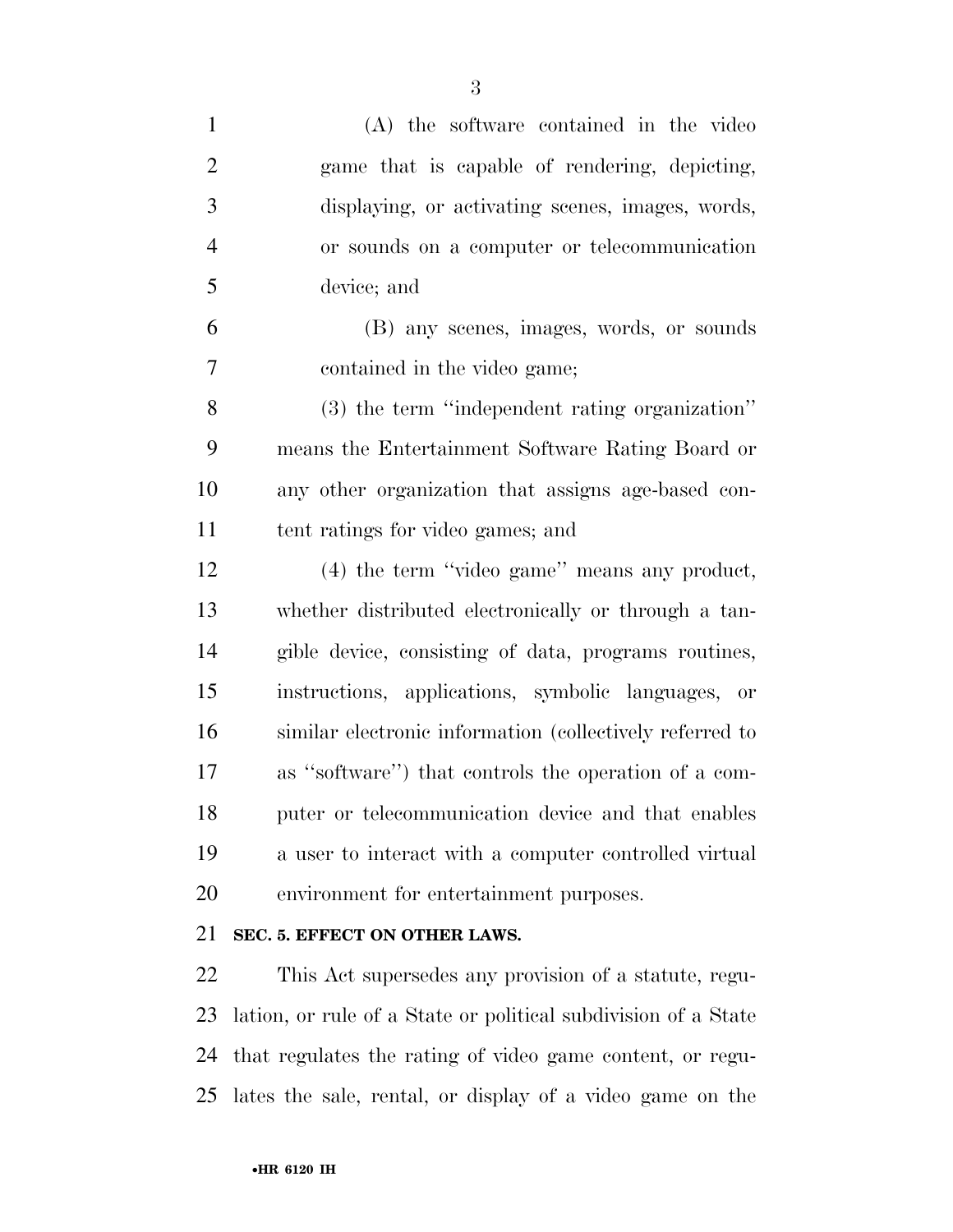(A) the software contained in the video game that is capable of rendering, depicting, displaying, or activating scenes, images, words, or sounds on a computer or telecommunication device; and

(B) any scenes, images, words, or sounds contained in the video game;

(3) the term ''independent rating organization'' means the Entertainment Software Rating Board or any other organization that assigns age-based content ratings for video games; and

(4) the term ''video game'' means any product, whether distributed electronically or through a tangible device, consisting of data, programs routines, instructions, applications, symbolic languages, or similar electronic information (collectively referred to as ''software'') that controls the operation of a computer or telecommunication device and that enables a user to interact with a computer controlled virtual environment for entertainment purposes.

**SEC. 5. EFFECT ON OTHER LAWS.**

This Act supersedes any provision of a statute, regulation, or rule of a State or political subdivision of a State that regulates the rating of video game content, or regulates the sale, rental, or display of a video game on the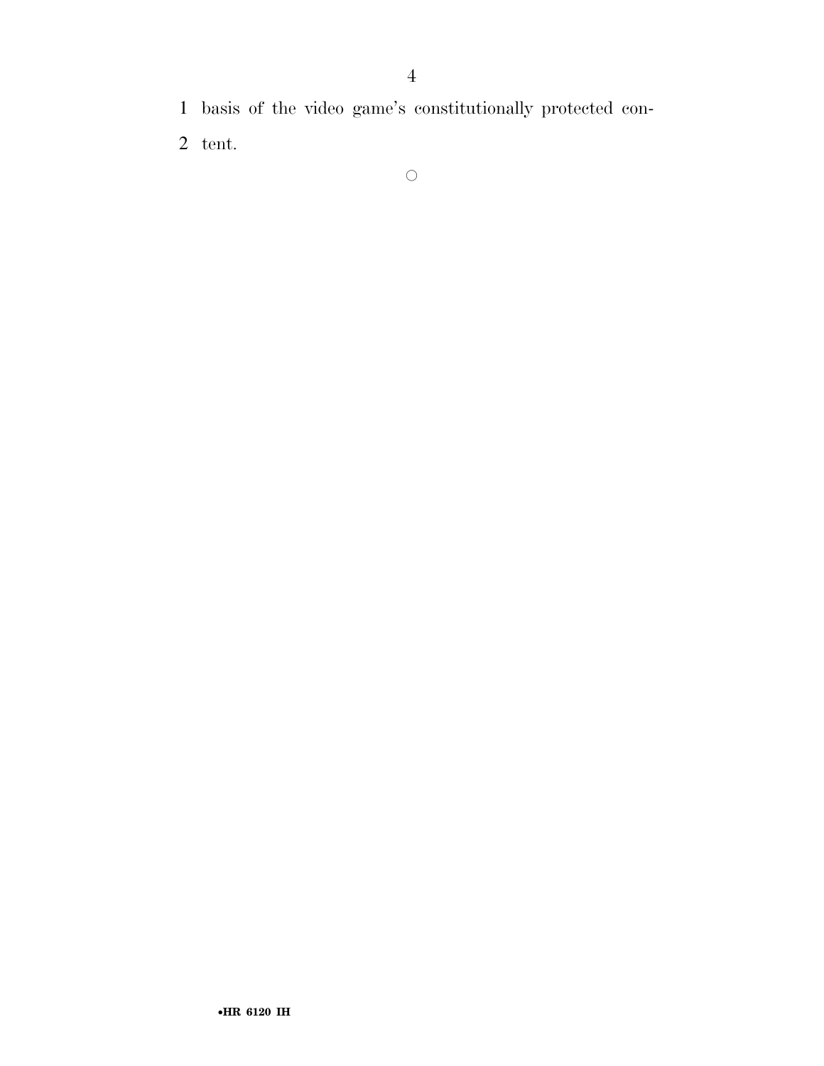basis of the video game's constitutionally protected content.